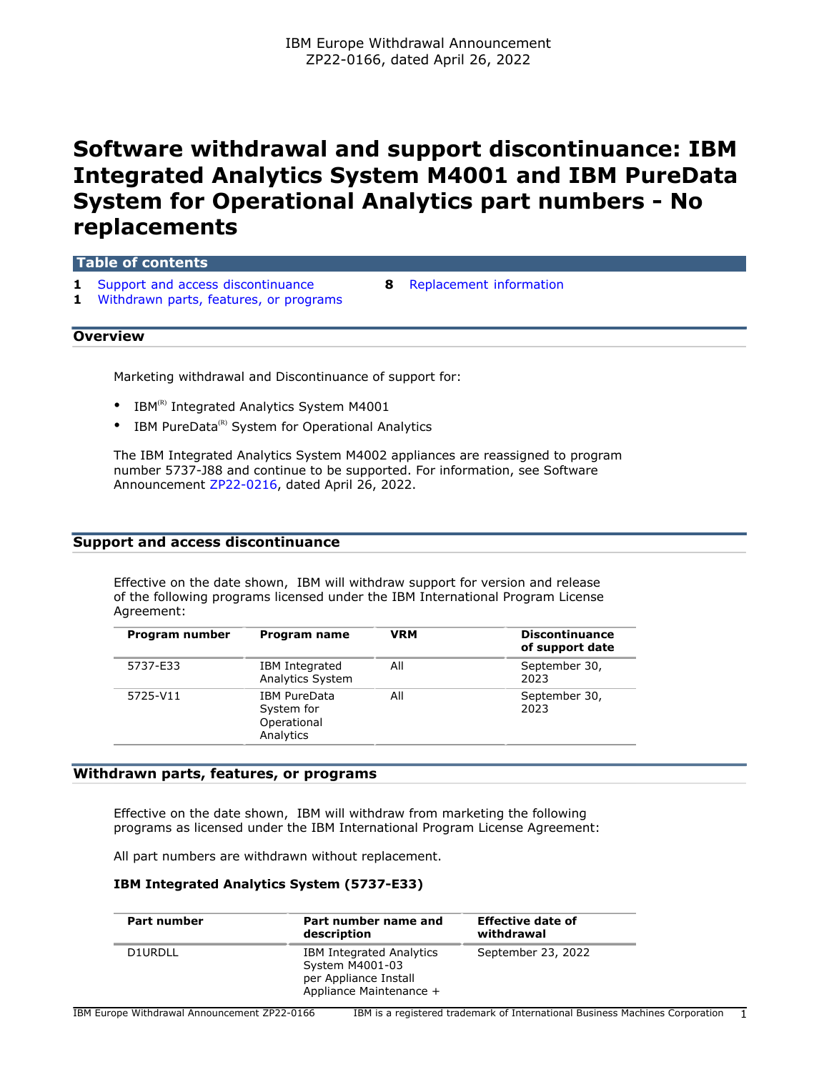IBM Europe Withdrawal Announcement
ZP22-0166, dated April 26, 2022

# Software withdrawal and support discontinuance: IBM Integrated Analytics System M4001 and IBM PureData System for Operational Analytics part numbers - No replacements

## Table of contents

1 Support and access discontinuance
1 Withdrawn parts, features, or programs
8 Replacement information

## Overview

Marketing withdrawal and Discontinuance of support for:

- IBM(R) Integrated Analytics System M4001
- IBM PureData(R) System for Operational Analytics

The IBM Integrated Analytics System M4002 appliances are reassigned to program number 5737-J88 and continue to be supported. For information, see Software Announcement ZP22-0216, dated April 26, 2022.

## Support and access discontinuance

Effective on the date shown, IBM will withdraw support for version and release of the following programs licensed under the IBM International Program License Agreement:

| Program number | Program name | VRM | Discontinuance of support date |
|---|---|---|---|
| 5737-E33 | IBM Integrated Analytics System | All | September 30, 2023 |
| 5725-V11 | IBM PureData System for Operational Analytics | All | September 30, 2023 |

## Withdrawn parts, features, or programs

Effective on the date shown, IBM will withdraw from marketing the following programs as licensed under the IBM International Program License Agreement:

All part numbers are withdrawn without replacement.

### IBM Integrated Analytics System (5737-E33)

| Part number | Part number name and description | Effective date of withdrawal |
|---|---|---|
| D1URDLL | IBM Integrated Analytics System M4001-03 per Appliance Install Appliance Maintenance + | September 23, 2022 |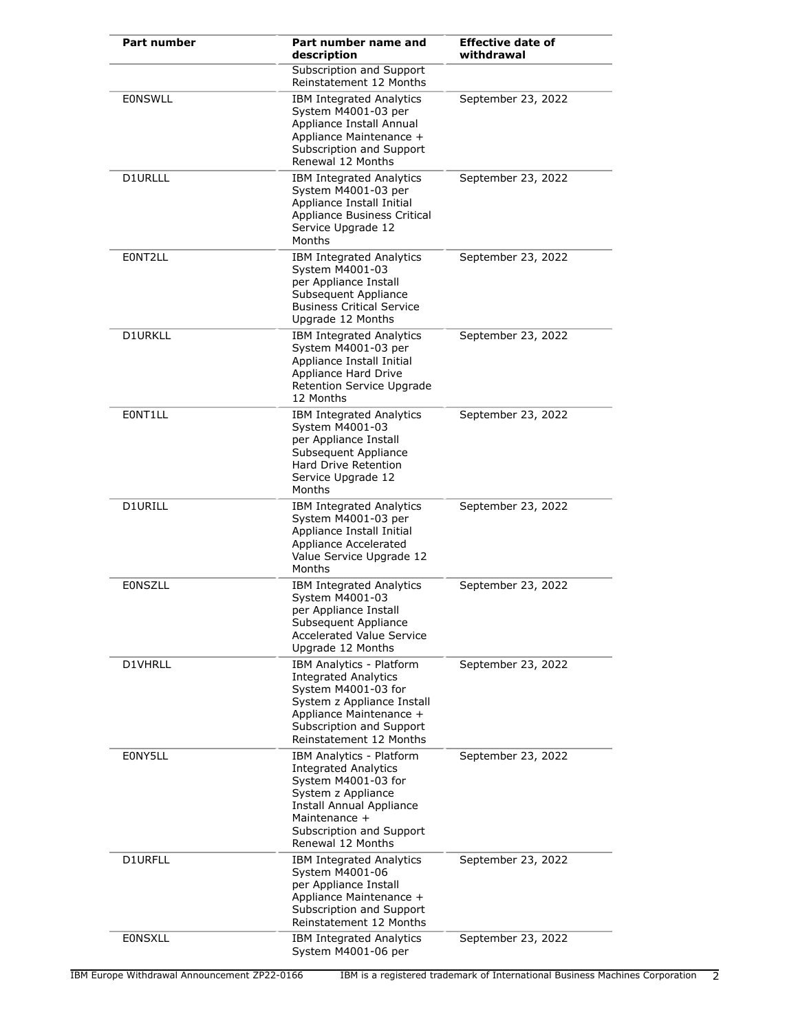| Part number | Part number name and description | Effective date of withdrawal |
|---|---|---|
| | Subscription and Support Reinstatement 12 Months | |
| E0NSWLL | IBM Integrated Analytics System M4001-03 per Appliance Install Annual Appliance Maintenance + Subscription and Support Renewal 12 Months | September 23, 2022 |
| D1URLLL | IBM Integrated Analytics System M4001-03 per Appliance Install Initial Appliance Business Critical Service Upgrade 12 Months | September 23, 2022 |
| E0NT2LL | IBM Integrated Analytics System M4001-03 per Appliance Install Subsequent Appliance Business Critical Service Upgrade 12 Months | September 23, 2022 |
| D1URKLL | IBM Integrated Analytics System M4001-03 per Appliance Install Initial Appliance Hard Drive Retention Service Upgrade 12 Months | September 23, 2022 |
| E0NT1LL | IBM Integrated Analytics System M4001-03 per Appliance Install Subsequent Appliance Hard Drive Retention Service Upgrade 12 Months | September 23, 2022 |
| D1URILL | IBM Integrated Analytics System M4001-03 per Appliance Install Initial Appliance Accelerated Value Service Upgrade 12 Months | September 23, 2022 |
| E0NSZLL | IBM Integrated Analytics System M4001-03 per Appliance Install Subsequent Appliance Accelerated Value Service Upgrade 12 Months | September 23, 2022 |
| D1VHRLL | IBM Analytics - Platform Integrated Analytics System M4001-03 for System z Appliance Install Appliance Maintenance + Subscription and Support Reinstatement 12 Months | September 23, 2022 |
| E0NY5LL | IBM Analytics - Platform Integrated Analytics System M4001-03 for System z Appliance Install Annual Appliance Maintenance + Subscription and Support Renewal 12 Months | September 23, 2022 |
| D1URFLL | IBM Integrated Analytics System M4001-06 per Appliance Install Appliance Maintenance + Subscription and Support Reinstatement 12 Months | September 23, 2022 |
| E0NSXLL | IBM Integrated Analytics System M4001-06 per | September 23, 2022 |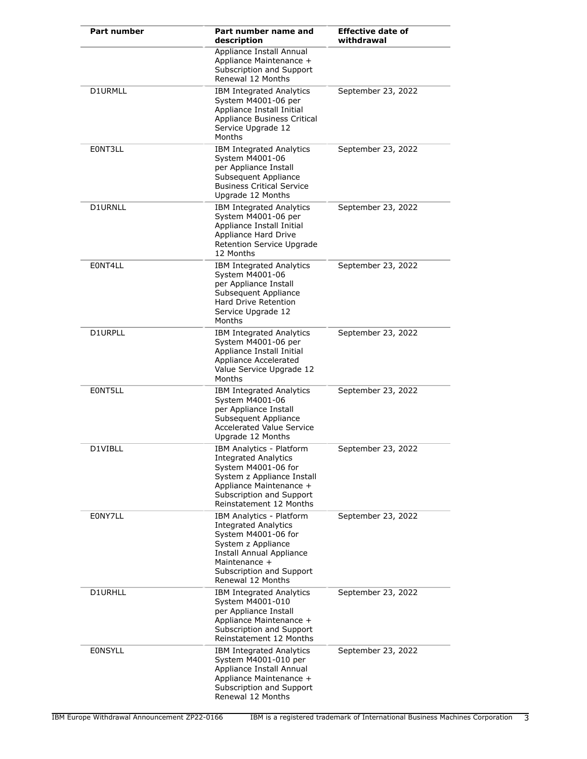| Part number | Part number name and description | Effective date of withdrawal |
| --- | --- | --- |
| | Appliance Install Annual Appliance Maintenance + Subscription and Support Renewal 12 Months | |
| D1URMLL | IBM Integrated Analytics System M4001-06 per Appliance Install Initial Appliance Business Critical Service Upgrade 12 Months | September 23, 2022 |
| E0NT3LL | IBM Integrated Analytics System M4001-06 per Appliance Install Subsequent Appliance Business Critical Service Upgrade 12 Months | September 23, 2022 |
| D1URNLL | IBM Integrated Analytics System M4001-06 per Appliance Install Initial Appliance Hard Drive Retention Service Upgrade 12 Months | September 23, 2022 |
| E0NT4LL | IBM Integrated Analytics System M4001-06 per Appliance Install Subsequent Appliance Hard Drive Retention Service Upgrade 12 Months | September 23, 2022 |
| D1URPLL | IBM Integrated Analytics System M4001-06 per Appliance Install Initial Appliance Accelerated Value Service Upgrade 12 Months | September 23, 2022 |
| E0NT5LL | IBM Integrated Analytics System M4001-06 per Appliance Install Subsequent Appliance Accelerated Value Service Upgrade 12 Months | September 23, 2022 |
| D1VIBLL | IBM Analytics - Platform Integrated Analytics System M4001-06 for System z Appliance Install Appliance Maintenance + Subscription and Support Reinstatement 12 Months | September 23, 2022 |
| E0NY7LL | IBM Analytics - Platform Integrated Analytics System M4001-06 for System z Appliance Install Annual Appliance Maintenance + Subscription and Support Renewal 12 Months | September 23, 2022 |
| D1URHLL | IBM Integrated Analytics System M4001-010 per Appliance Install Appliance Maintenance + Subscription and Support Reinstatement 12 Months | September 23, 2022 |
| E0NSYLL | IBM Integrated Analytics System M4001-010 per Appliance Install Annual Appliance Maintenance + Subscription and Support Renewal 12 Months | September 23, 2022 |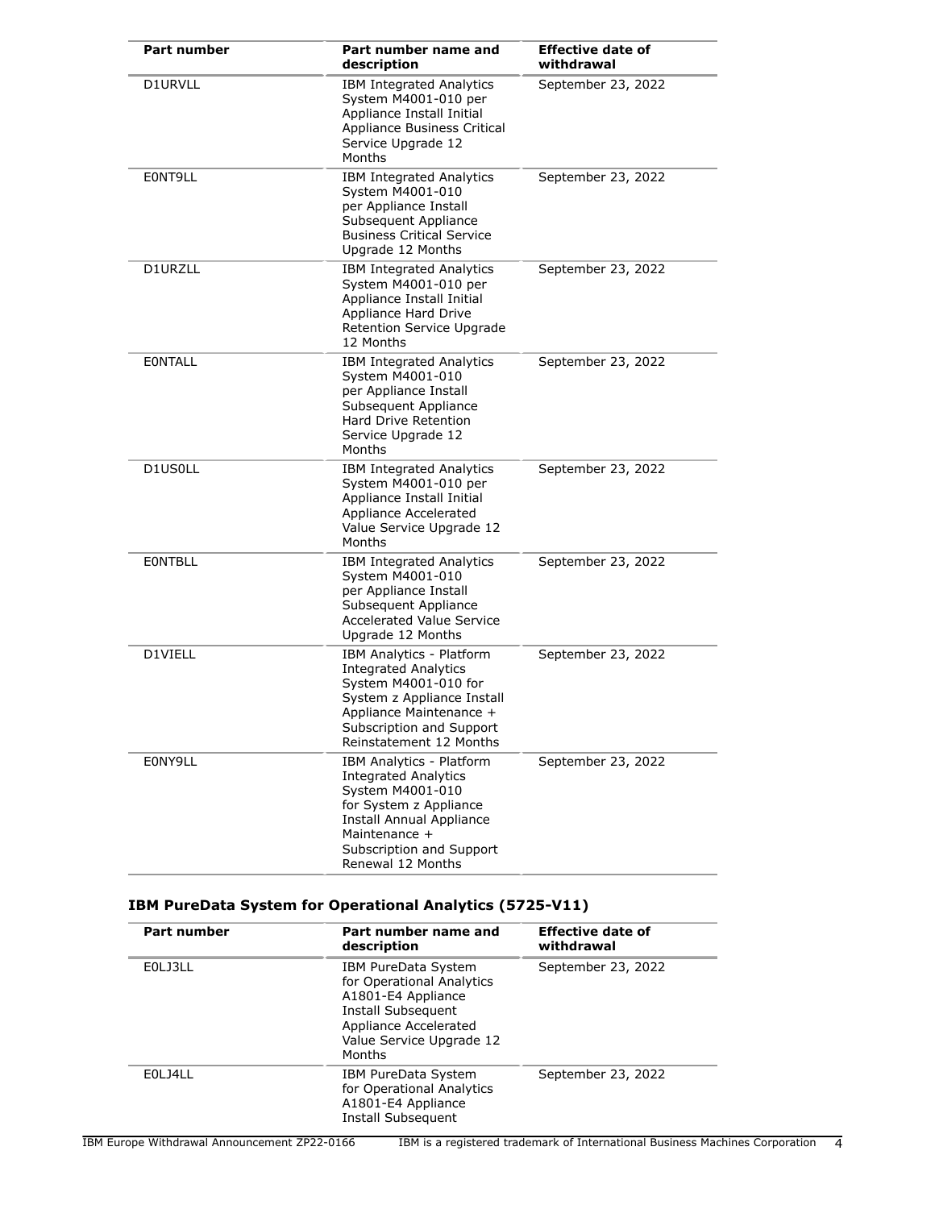| Part number | Part number name and description | Effective date of withdrawal |
|---|---|---|
| D1URVLL | IBM Integrated Analytics System M4001-010 per Appliance Install Initial Appliance Business Critical Service Upgrade 12 Months | September 23, 2022 |
| E0NT9LL | IBM Integrated Analytics System M4001-010 per Appliance Install Subsequent Appliance Business Critical Service Upgrade 12 Months | September 23, 2022 |
| D1URZLL | IBM Integrated Analytics System M4001-010 per Appliance Install Initial Appliance Hard Drive Retention Service Upgrade 12 Months | September 23, 2022 |
| E0NTALL | IBM Integrated Analytics System M4001-010 per Appliance Install Subsequent Appliance Hard Drive Retention Service Upgrade 12 Months | September 23, 2022 |
| D1US0LL | IBM Integrated Analytics System M4001-010 per Appliance Install Initial Appliance Accelerated Value Service Upgrade 12 Months | September 23, 2022 |
| E0NTBLL | IBM Integrated Analytics System M4001-010 per Appliance Install Subsequent Appliance Accelerated Value Service Upgrade 12 Months | September 23, 2022 |
| D1VIELL | IBM Analytics - Platform Integrated Analytics System M4001-010 for System z Appliance Install Appliance Maintenance + Subscription and Support Reinstatement 12 Months | September 23, 2022 |
| E0NY9LL | IBM Analytics - Platform Integrated Analytics System M4001-010 for System z Appliance Install Annual Appliance Maintenance + Subscription and Support Renewal 12 Months | September 23, 2022 |

### IBM PureData System for Operational Analytics (5725-V11)

| Part number | Part number name and description | Effective date of withdrawal |
|---|---|---|
| E0LJ3LL | IBM PureData System for Operational Analytics A1801-E4 Appliance Install Subsequent Appliance Accelerated Value Service Upgrade 12 Months | September 23, 2022 |
| E0LJ4LL | IBM PureData System for Operational Analytics A1801-E4 Appliance Install Subsequent | September 23, 2022 |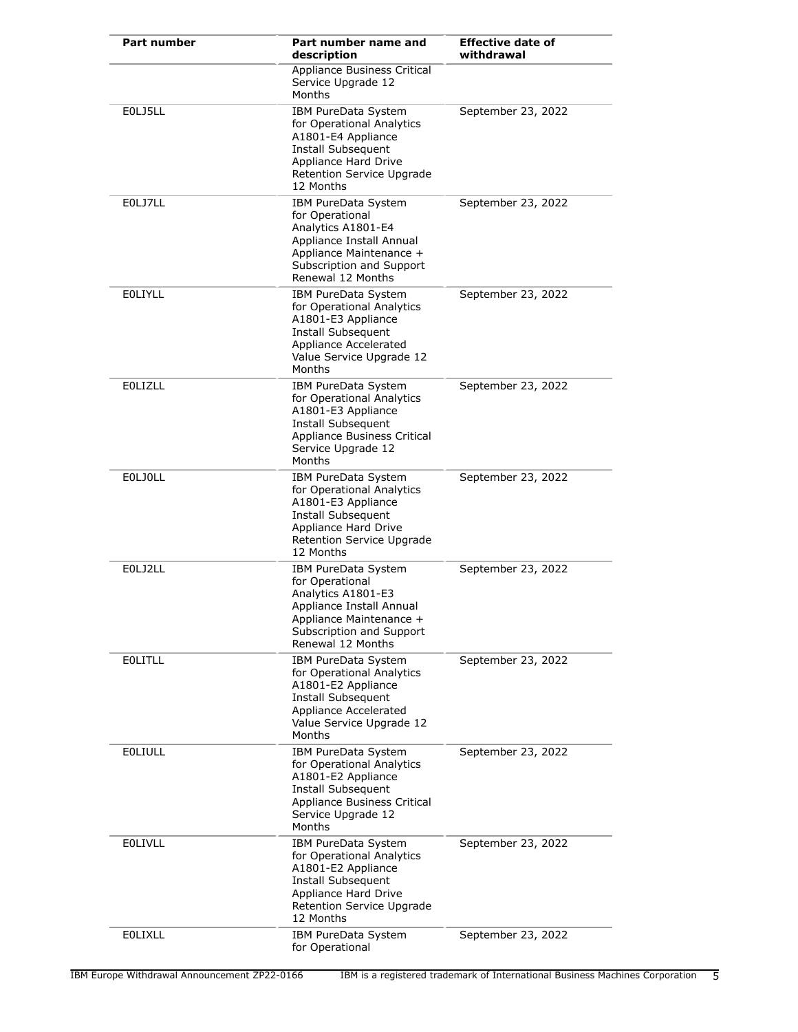| Part number | Part number name and description | Effective date of withdrawal |
|---|---|---|
| | Appliance Business Critical Service Upgrade 12 Months | |
| E0LJ5LL | IBM PureData System for Operational Analytics A1801-E4 Appliance Install Subsequent Appliance Hard Drive Retention Service Upgrade 12 Months | September 23, 2022 |
| E0LJ7LL | IBM PureData System for Operational Analytics A1801-E4 Appliance Install Annual Appliance Maintenance + Subscription and Support Renewal 12 Months | September 23, 2022 |
| E0LIYLL | IBM PureData System for Operational Analytics A1801-E3 Appliance Install Subsequent Appliance Accelerated Value Service Upgrade 12 Months | September 23, 2022 |
| E0LIZLL | IBM PureData System for Operational Analytics A1801-E3 Appliance Install Subsequent Appliance Business Critical Service Upgrade 12 Months | September 23, 2022 |
| E0LJ0LL | IBM PureData System for Operational Analytics A1801-E3 Appliance Install Subsequent Appliance Hard Drive Retention Service Upgrade 12 Months | September 23, 2022 |
| E0LJ2LL | IBM PureData System for Operational Analytics A1801-E3 Appliance Install Annual Appliance Maintenance + Subscription and Support Renewal 12 Months | September 23, 2022 |
| E0LITLL | IBM PureData System for Operational Analytics A1801-E2 Appliance Install Subsequent Appliance Accelerated Value Service Upgrade 12 Months | September 23, 2022 |
| E0LIULL | IBM PureData System for Operational Analytics A1801-E2 Appliance Install Subsequent Appliance Business Critical Service Upgrade 12 Months | September 23, 2022 |
| E0LIVLL | IBM PureData System for Operational Analytics A1801-E2 Appliance Install Subsequent Appliance Hard Drive Retention Service Upgrade 12 Months | September 23, 2022 |
| E0LIXLL | IBM PureData System for Operational | September 23, 2022 |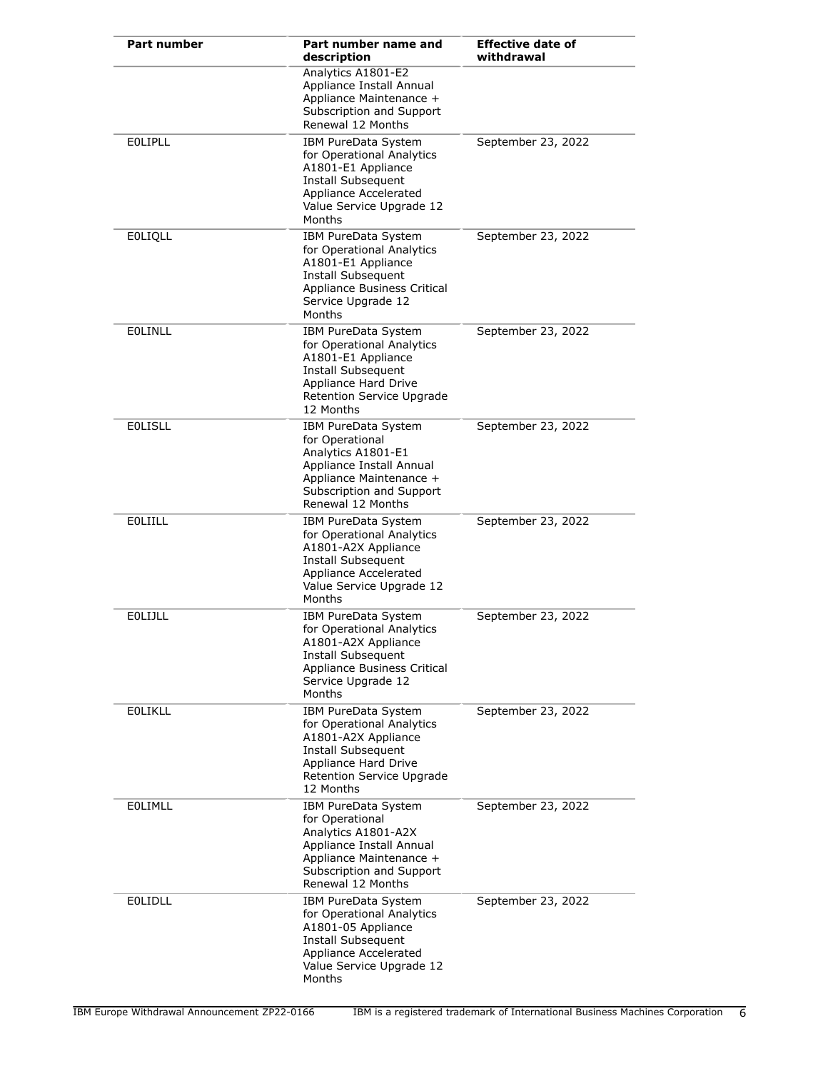| Part number | Part number name and description | Effective date of withdrawal |
|---|---|---|
| | Analytics A1801-E2 Appliance Install Annual Appliance Maintenance + Subscription and Support Renewal 12 Months | |
| E0LIPLL | IBM PureData System for Operational Analytics A1801-E1 Appliance Install Subsequent Appliance Accelerated Value Service Upgrade 12 Months | September 23, 2022 |
| E0LIQLL | IBM PureData System for Operational Analytics A1801-E1 Appliance Install Subsequent Appliance Business Critical Service Upgrade 12 Months | September 23, 2022 |
| E0LINLL | IBM PureData System for Operational Analytics A1801-E1 Appliance Install Subsequent Appliance Hard Drive Retention Service Upgrade 12 Months | September 23, 2022 |
| E0LISLL | IBM PureData System for Operational Analytics A1801-E1 Appliance Install Annual Appliance Maintenance + Subscription and Support Renewal 12 Months | September 23, 2022 |
| E0LIILL | IBM PureData System for Operational Analytics A1801-A2X Appliance Install Subsequent Appliance Accelerated Value Service Upgrade 12 Months | September 23, 2022 |
| E0LIJLL | IBM PureData System for Operational Analytics A1801-A2X Appliance Install Subsequent Appliance Business Critical Service Upgrade 12 Months | September 23, 2022 |
| E0LIKLL | IBM PureData System for Operational Analytics A1801-A2X Appliance Install Subsequent Appliance Hard Drive Retention Service Upgrade 12 Months | September 23, 2022 |
| E0LIMLL | IBM PureData System for Operational Analytics A1801-A2X Appliance Install Annual Appliance Maintenance + Subscription and Support Renewal 12 Months | September 23, 2022 |
| E0LIDLL | IBM PureData System for Operational Analytics A1801-05 Appliance Install Subsequent Appliance Accelerated Value Service Upgrade 12 Months | September 23, 2022 |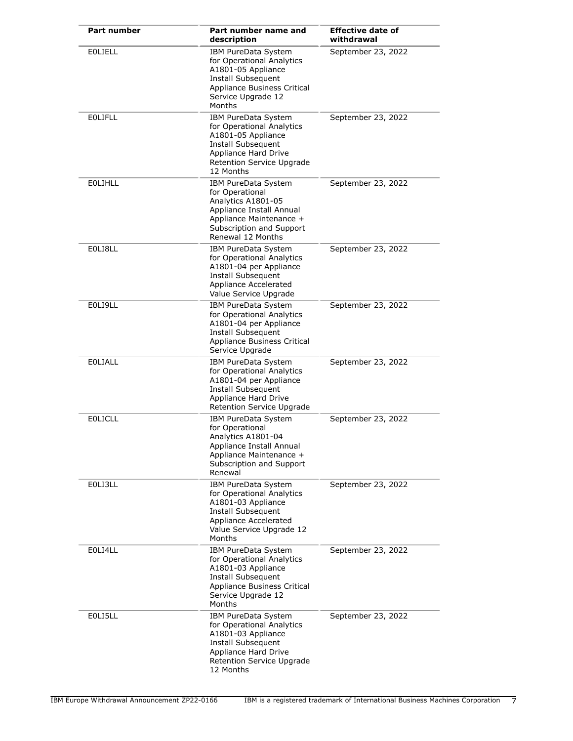| Part number | Part number name and description | Effective date of withdrawal |
|---|---|---|
| E0LIELL | IBM PureData System for Operational Analytics A1801-05 Appliance Install Subsequent Appliance Business Critical Service Upgrade 12 Months | September 23, 2022 |
| E0LIFLL | IBM PureData System for Operational Analytics A1801-05 Appliance Install Subsequent Appliance Hard Drive Retention Service Upgrade 12 Months | September 23, 2022 |
| E0LIHLL | IBM PureData System for Operational Analytics A1801-05 Appliance Install Annual Appliance Maintenance + Subscription and Support Renewal 12 Months | September 23, 2022 |
| E0LI8LL | IBM PureData System for Operational Analytics A1801-04 per Appliance Install Subsequent Appliance Accelerated Value Service Upgrade | September 23, 2022 |
| E0LI9LL | IBM PureData System for Operational Analytics A1801-04 per Appliance Install Subsequent Appliance Business Critical Service Upgrade | September 23, 2022 |
| E0LIALL | IBM PureData System for Operational Analytics A1801-04 per Appliance Install Subsequent Appliance Hard Drive Retention Service Upgrade | September 23, 2022 |
| E0LICLL | IBM PureData System for Operational Analytics A1801-04 Appliance Install Annual Appliance Maintenance + Subscription and Support Renewal | September 23, 2022 |
| E0LI3LL | IBM PureData System for Operational Analytics A1801-03 Appliance Install Subsequent Appliance Accelerated Value Service Upgrade 12 Months | September 23, 2022 |
| E0LI4LL | IBM PureData System for Operational Analytics A1801-03 Appliance Install Subsequent Appliance Business Critical Service Upgrade 12 Months | September 23, 2022 |
| E0LI5LL | IBM PureData System for Operational Analytics A1801-03 Appliance Install Subsequent Appliance Hard Drive Retention Service Upgrade 12 Months | September 23, 2022 |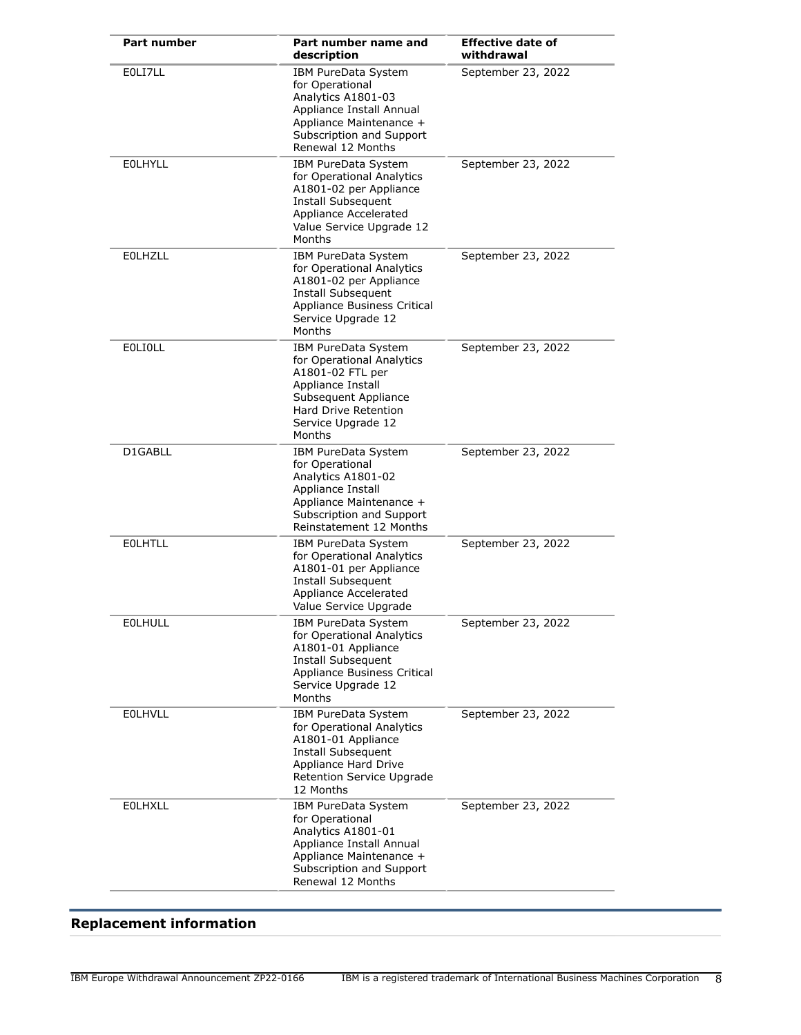| Part number | Part number name and description | Effective date of withdrawal |
| --- | --- | --- |
| E0LI7LL | IBM PureData System for Operational Analytics A1801-03 Appliance Install Annual Appliance Maintenance + Subscription and Support Renewal 12 Months | September 23, 2022 |
| E0LHYLL | IBM PureData System for Operational Analytics A1801-02 per Appliance Install Subsequent Appliance Accelerated Value Service Upgrade 12 Months | September 23, 2022 |
| E0LHZLL | IBM PureData System for Operational Analytics A1801-02 per Appliance Install Subsequent Appliance Business Critical Service Upgrade 12 Months | September 23, 2022 |
| E0LI0LL | IBM PureData System for Operational Analytics A1801-02 FTL per Appliance Install Subsequent Appliance Hard Drive Retention Service Upgrade 12 Months | September 23, 2022 |
| D1GABLL | IBM PureData System for Operational Analytics A1801-02 Appliance Install Appliance Maintenance + Subscription and Support Reinstatement 12 Months | September 23, 2022 |
| E0LHTLL | IBM PureData System for Operational Analytics A1801-01 per Appliance Install Subsequent Appliance Accelerated Value Service Upgrade | September 23, 2022 |
| E0LHULL | IBM PureData System for Operational Analytics A1801-01 Appliance Install Subsequent Appliance Business Critical Service Upgrade 12 Months | September 23, 2022 |
| E0LHVLL | IBM PureData System for Operational Analytics A1801-01 Appliance Install Subsequent Appliance Hard Drive Retention Service Upgrade 12 Months | September 23, 2022 |
| E0LHXLL | IBM PureData System for Operational Analytics A1801-01 Appliance Install Annual Appliance Maintenance + Subscription and Support Renewal 12 Months | September 23, 2022 |

## Replacement information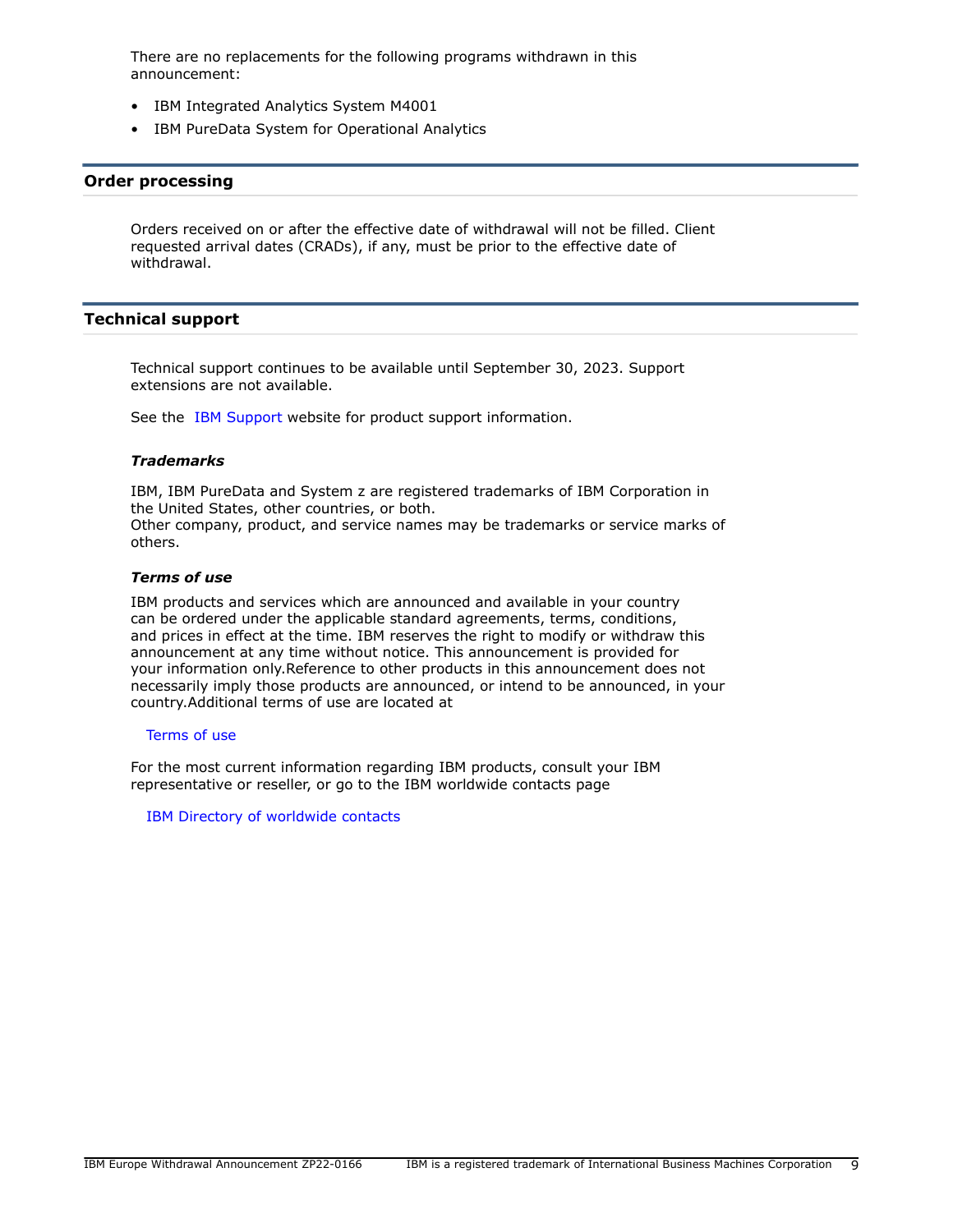There are no replacements for the following programs withdrawn in this announcement:

- IBM Integrated Analytics System M4001
- IBM PureData System for Operational Analytics

## Order processing

Orders received on or after the effective date of withdrawal will not be filled. Client requested arrival dates (CRADs), if any, must be prior to the effective date of withdrawal.

## Technical support

Technical support continues to be available until September 30, 2023. Support extensions are not available.

See the IBM Support website for product support information.

***Trademarks***

IBM, IBM PureData and System z are registered trademarks of IBM Corporation in the United States, other countries, or both.
Other company, product, and service names may be trademarks or service marks of others.

***Terms of use***

IBM products and services which are announced and available in your country can be ordered under the applicable standard agreements, terms, conditions, and prices in effect at the time. IBM reserves the right to modify or withdraw this announcement at any time without notice. This announcement is provided for your information only.Reference to other products in this announcement does not necessarily imply those products are announced, or intend to be announced, in your country.Additional terms of use are located at

Terms of use

For the most current information regarding IBM products, consult your IBM representative or reseller, or go to the IBM worldwide contacts page

IBM Directory of worldwide contacts